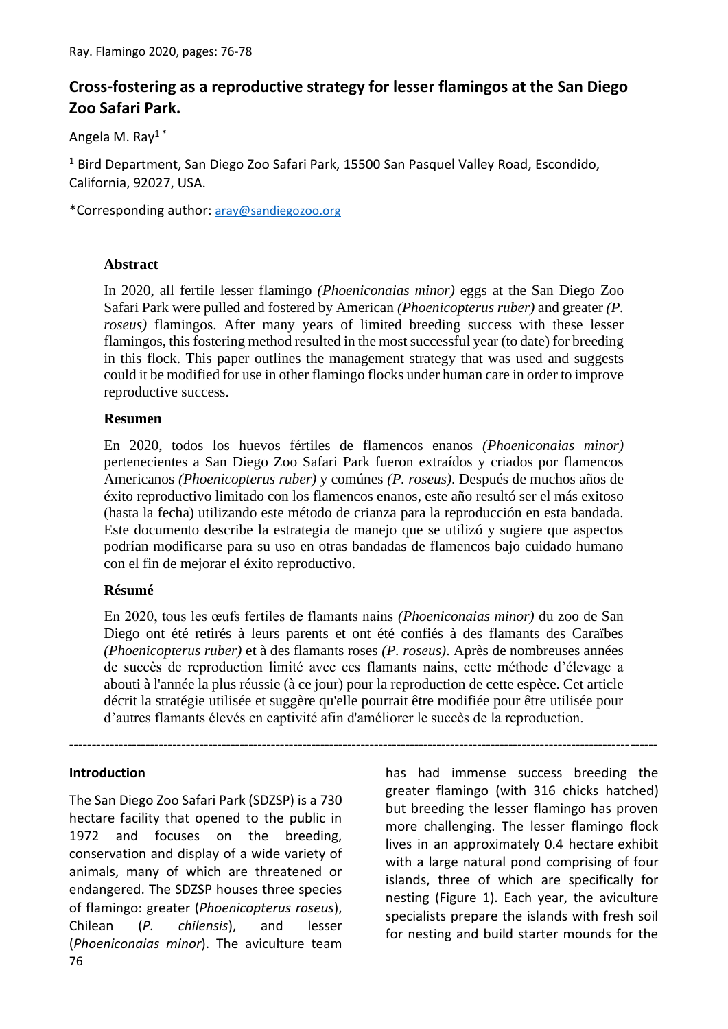# Cross-fostering as a reproductive strategy for lesser flamingos at the San Diego Zoo Safari Park.

Angela M. Ray[1] *

[1] Bird Department, San Diego Zoo Safari Park, 15500 San Pasquel Valley Road, Escondido, California, 92027, USA.

*Corresponding author: aray@sandiegozoo.org

## Abstract

In 2020, all fertile lesser flamingo *(Phoeniconaias minor)* eggs at the San Diego Zoo Safari Park were pulled and fostered by American *(Phoenicopterus ruber)* and greater *(P. roseus)* flamingos. After many years of limited breeding success with these lesser flamingos, this fostering method resulted in the most successful year (to date) for breeding in this flock. This paper outlines the management strategy that was used and suggests could it be modified for use in other flamingo flocks under human care in order to improve reproductive success.

## Resumen

En 2020, todos los huevos fértiles de flamencos enanos *(Phoeniconaias minor)* pertenecientes a San Diego Zoo Safari Park fueron extraídos y criados por flamencos Americanos *(Phoenicopterus ruber)* y comúnes *(P. roseus)*. Después de muchos años de éxito reproductivo limitado con los flamencos enanos, este año resultó ser el más exitoso (hasta la fecha) utilizando este método de crianza para la reproducción en esta bandada. Este documento describe la estrategia de manejo que se utilizó y sugiere que aspectos podrían modificarse para su uso en otras bandadas de flamencos bajo cuidado humano con el fin de mejorar el éxito reproductivo.

## Résumé

En 2020, tous les œufs fertiles de flamants nains *(Phoeniconaias minor)* du zoo de San Diego ont été retirés à leurs parents et ont été confiés à des flamants des Caraïbes *(Phoenicopterus ruber)* et à des flamants roses *(P. roseus)*. Après de nombreuses années de succès de reproduction limité avec ces flamants nains, cette méthode d'élevage a abouti à l'année la plus réussie (à ce jour) pour la reproduction de cette espèce. Cet article décrit la stratégie utilisée et suggère qu'elle pourrait être modifiée pour être utilisée pour d'autres flamants élevés en captivité afin d'améliorer le succès de la reproduction.

---

## Introduction

The San Diego Zoo Safari Park (SDZSP) is a 730 hectare facility that opened to the public in 1972 and focuses on the breeding, conservation and display of a wide variety of animals, many of which are threatened or endangered. The SDZSP houses three species of flamingo: greater (*Phoenicopterus roseus*), Chilean (*P. chilensis*), and lesser (*Phoeniconaias minor*). The aviculture team has had immense success breeding the greater flamingo (with 316 chicks hatched) but breeding the lesser flamingo has proven more challenging. The lesser flamingo flock lives in an approximately 0.4 hectare exhibit with a large natural pond comprising of four islands, three of which are specifically for nesting (Figure 1). Each year, the aviculture specialists prepare the islands with fresh soil for nesting and build starter mounds for the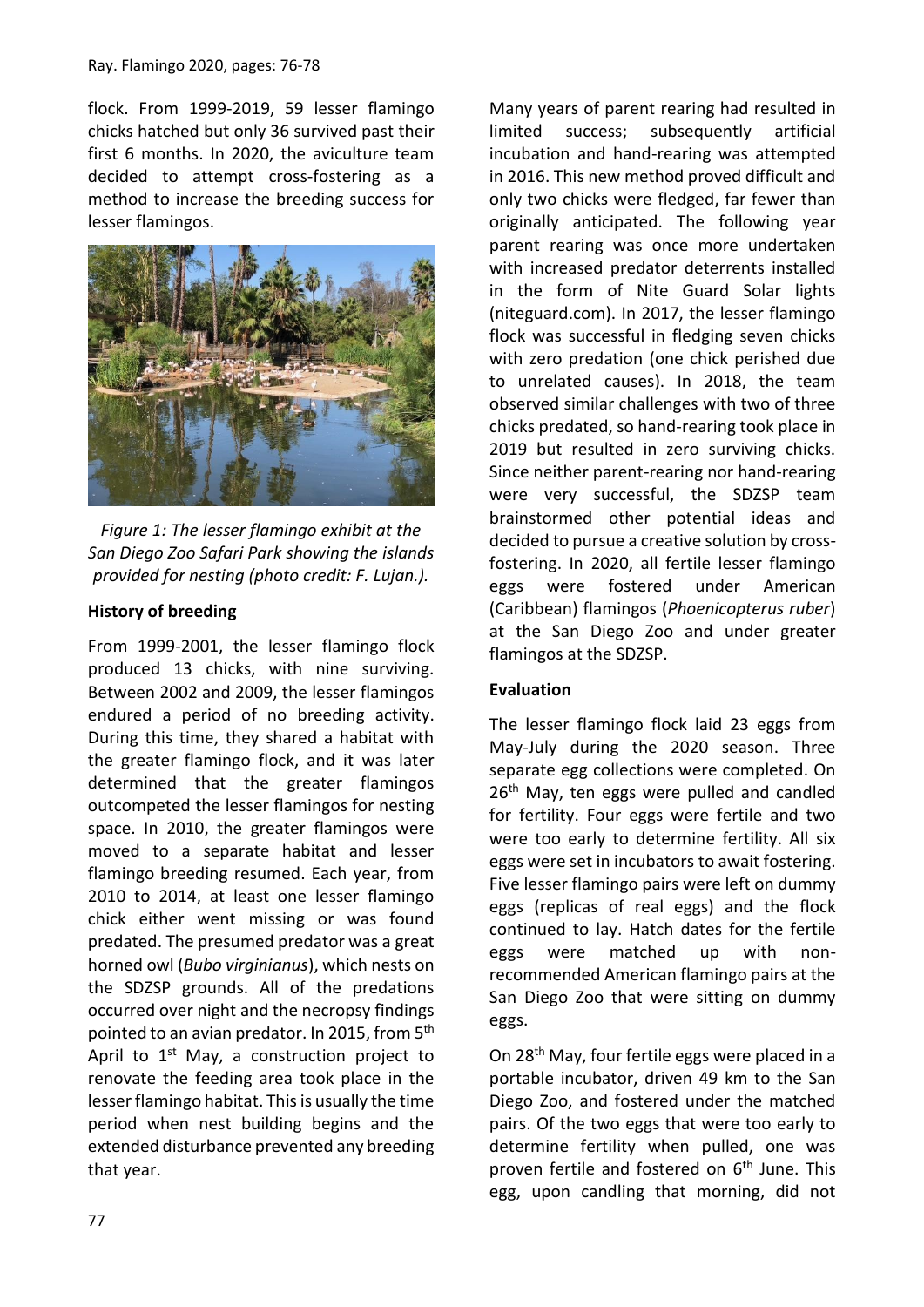flock. From 1999-2019, 59 lesser flamingo chicks hatched but only 36 survived past their first 6 months. In 2020, the aviculture team decided to attempt cross-fostering as a method to increase the breeding success for lesser flamingos.

*Figure 1: The lesser flamingo exhibit at the San Diego Zoo Safari Park showing the islands provided for nesting (photo credit: F. Lujan.).*

**History of breeding**

From 1999-2001, the lesser flamingo flock produced 13 chicks, with nine surviving. Between 2002 and 2009, the lesser flamingos endured a period of no breeding activity. During this time, they shared a habitat with the greater flamingo flock, and it was later determined that the greater flamingos outcompeted the lesser flamingos for nesting space. In 2010, the greater flamingos were moved to a separate habitat and lesser flamingo breeding resumed. Each year, from 2010 to 2014, at least one lesser flamingo chick either went missing or was found predated. The presumed predator was a great horned owl (*Bubo virginianus*), which nests on the SDZSP grounds. All of the predations occurred over night and the necropsy findings pointed to an avian predator. In 2015, from 5th April to 1st May, a construction project to renovate the feeding area took place in the lesser flamingo habitat. This is usually the time period when nest building begins and the extended disturbance prevented any breeding that year.

Many years of parent rearing had resulted in limited success; subsequently artificial incubation and hand-rearing was attempted in 2016. This new method proved difficult and only two chicks were fledged, far fewer than originally anticipated. The following year parent rearing was once more undertaken with increased predator deterrents installed in the form of Nite Guard Solar lights (niteguard.com). In 2017, the lesser flamingo flock was successful in fledging seven chicks with zero predation (one chick perished due to unrelated causes). In 2018, the team observed similar challenges with two of three chicks predated, so hand-rearing took place in 2019 but resulted in zero surviving chicks. Since neither parent-rearing nor hand-rearing were very successful, the SDZSP team brainstormed other potential ideas and decided to pursue a creative solution by cross-fostering. In 2020, all fertile lesser flamingo eggs were fostered under American (Caribbean) flamingos (*Phoenicopterus ruber*) at the San Diego Zoo and under greater flamingos at the SDZSP.

**Evaluation**

The lesser flamingo flock laid 23 eggs from May-July during the 2020 season. Three separate egg collections were completed. On 26th May, ten eggs were pulled and candled for fertility. Four eggs were fertile and two were too early to determine fertility. All six eggs were set in incubators to await fostering. Five lesser flamingo pairs were left on dummy eggs (replicas of real eggs) and the flock continued to lay. Hatch dates for the fertile eggs were matched up with non-recommended American flamingo pairs at the San Diego Zoo that were sitting on dummy eggs.

On 28th May, four fertile eggs were placed in a portable incubator, driven 49 km to the San Diego Zoo, and fostered under the matched pairs. Of the two eggs that were too early to determine fertility when pulled, one was proven fertile and fostered on 6th June. This egg, upon candling that morning, did not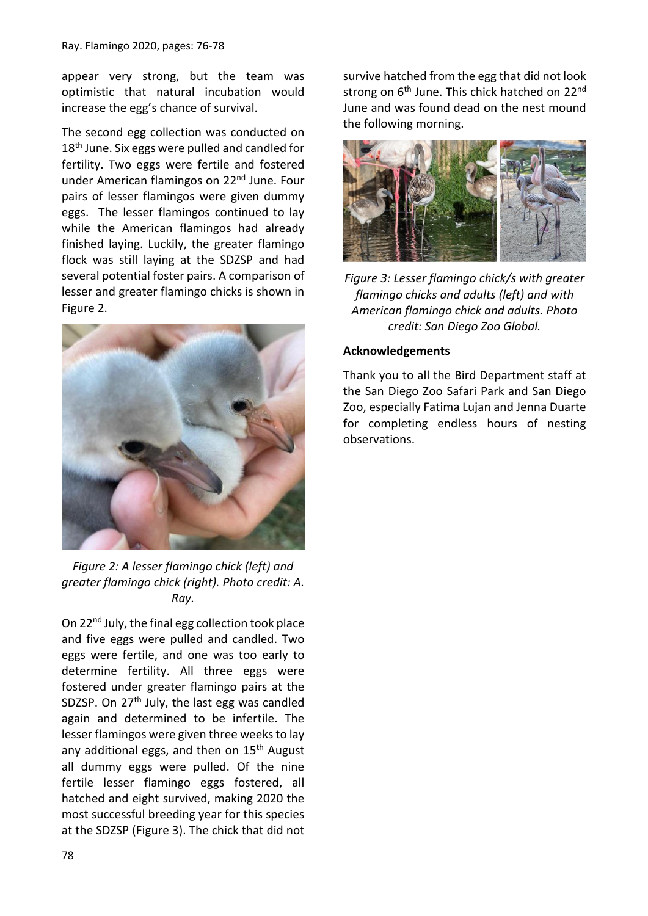appear very strong, but the team was optimistic that natural incubation would increase the egg's chance of survival.

The second egg collection was conducted on 18th June. Six eggs were pulled and candled for fertility. Two eggs were fertile and fostered under American flamingos on 22nd June. Four pairs of lesser flamingos were given dummy eggs. The lesser flamingos continued to lay while the American flamingos had already finished laying. Luckily, the greater flamingo flock was still laying at the SDZSP and had several potential foster pairs. A comparison of lesser and greater flamingo chicks is shown in Figure 2.

*Figure 2: A lesser flamingo chick (left) and greater flamingo chick (right). Photo credit: A. Ray.*

On 22nd July, the final egg collection took place and five eggs were pulled and candled. Two eggs were fertile, and one was too early to determine fertility. All three eggs were fostered under greater flamingo pairs at the SDZSP. On 27th July, the last egg was candled again and determined to be infertile. The lesser flamingos were given three weeks to lay any additional eggs, and then on 15th August all dummy eggs were pulled. Of the nine fertile lesser flamingo eggs fostered, all hatched and eight survived, making 2020 the most successful breeding year for this species at the SDZSP (Figure 3). The chick that did not survive hatched from the egg that did not look strong on 6th June. This chick hatched on 22nd June and was found dead on the nest mound the following morning.

*Figure 3: Lesser flamingo chick/s with greater flamingo chicks and adults (left) and with American flamingo chick and adults. Photo credit: San Diego Zoo Global.*

### Acknowledgements

Thank you to all the Bird Department staff at the San Diego Zoo Safari Park and San Diego Zoo, especially Fatima Lujan and Jenna Duarte for completing endless hours of nesting observations.